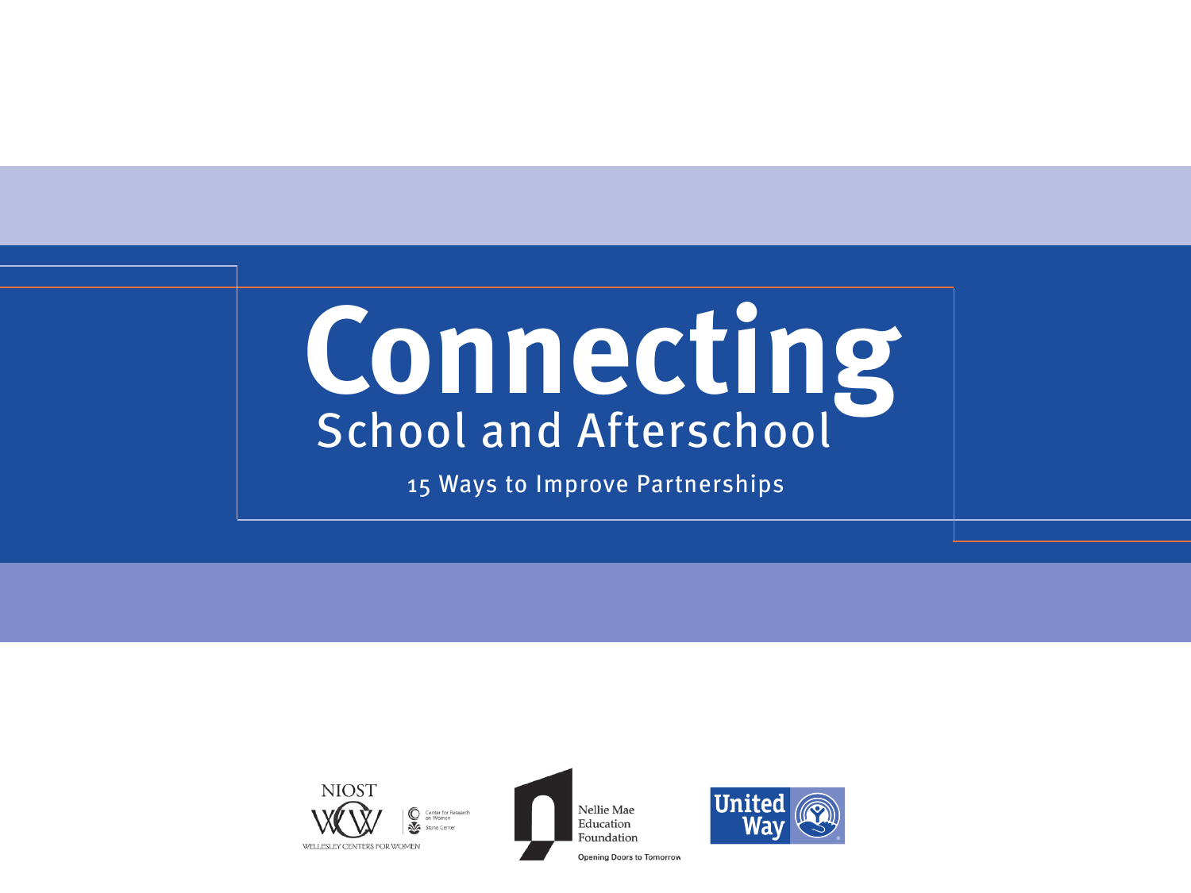# Connecting School and Afterschool

## 15 Ways to Improve Partnerships

NIOST

WELLESLEY CENTERS FOR WOMEN

Center for Research on Women

Stone Center

Nellie Mae Education Foundation

Opening Doors to Tomorrow

United Way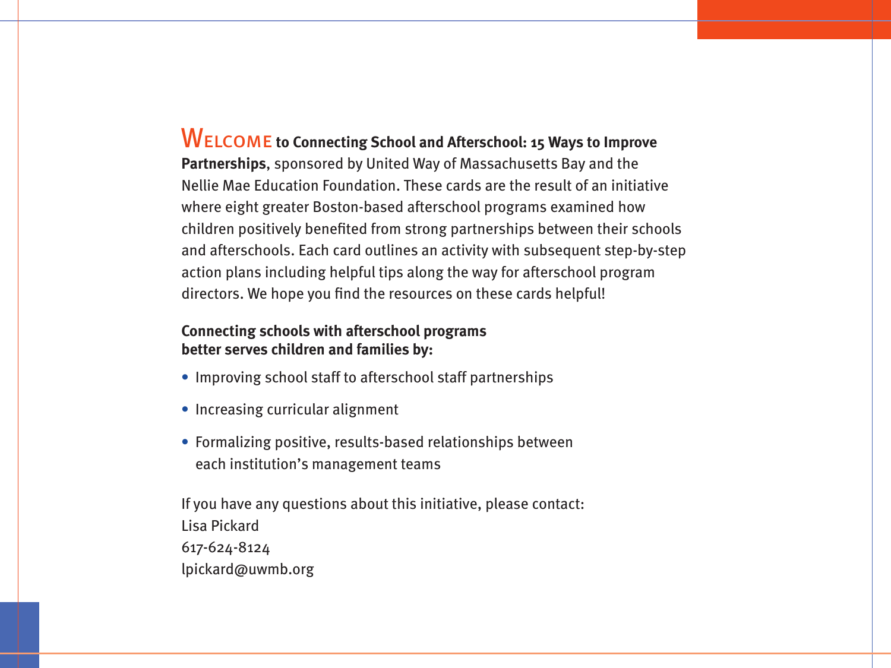**WELCOME to Connecting School and Afterschool: 15 Ways to Improve Partnerships**, sponsored by United Way of Massachusetts Bay and the Nellie Mae Education Foundation. These cards are the result of an initiative where eight greater Boston-based afterschool programs examined how children positively benefited from strong partnerships between their schools and afterschools. Each card outlines an activity with subsequent step-by-step action plans including helpful tips along the way for afterschool program directors. We hope you find the resources on these cards helpful!

**Connecting schools with afterschool programs better serves children and families by:**

- Improving school staff to afterschool staff partnerships
- Increasing curricular alignment
- Formalizing positive, results-based relationships between each institution's management teams

If you have any questions about this initiative, please contact:
Lisa Pickard
617-624-8124
lpickard@uwmb.org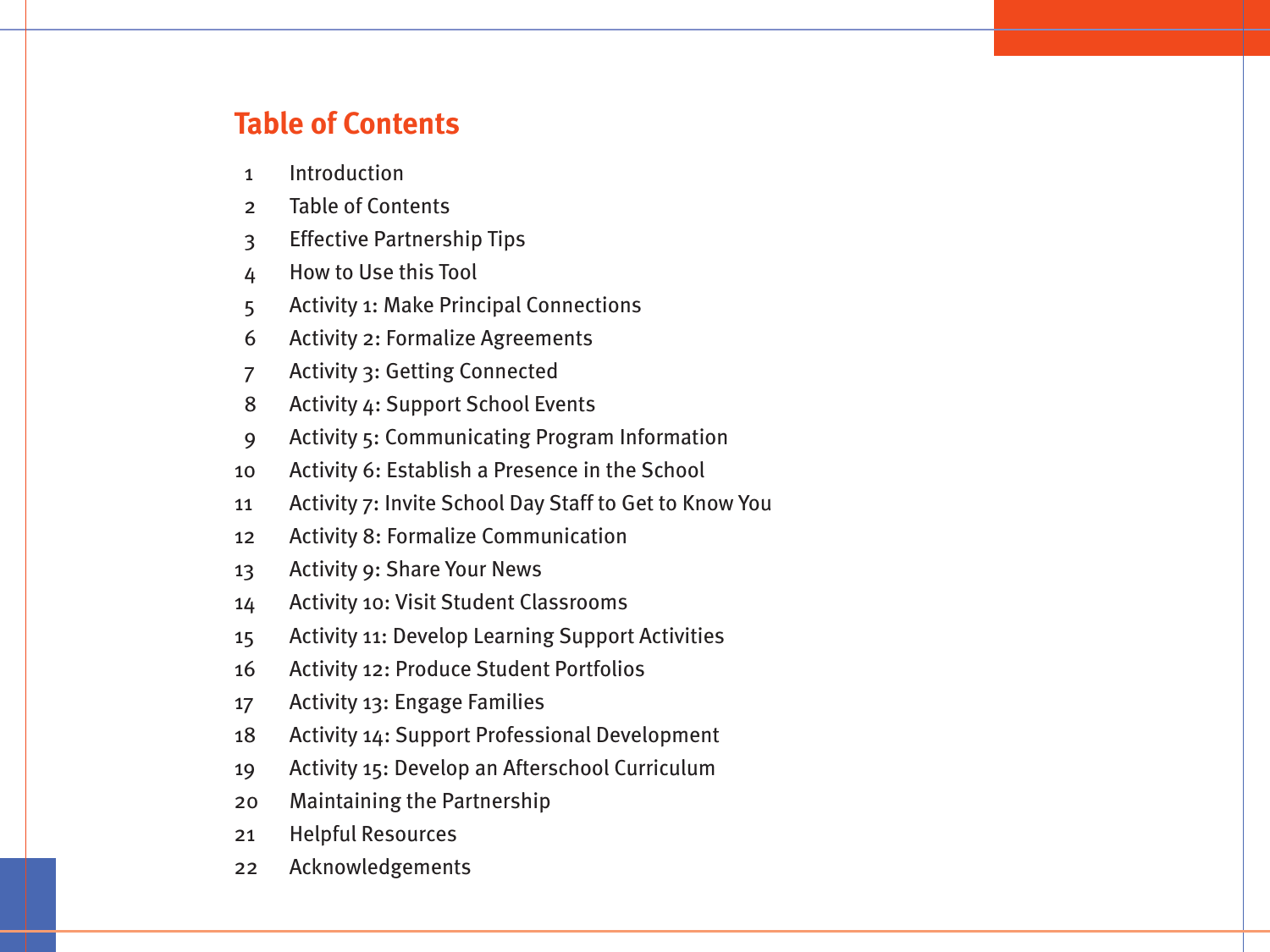## Table of Contents

| | |
|---|---|
| 1 | Introduction |
| 2 | Table of Contents |
| 3 | Effective Partnership Tips |
| 4 | How to Use this Tool |
| 5 | Activity 1: Make Principal Connections |
| 6 | Activity 2: Formalize Agreements |
| 7 | Activity 3: Getting Connected |
| 8 | Activity 4: Support School Events |
| 9 | Activity 5: Communicating Program Information |
| 10 | Activity 6: Establish a Presence in the School |
| 11 | Activity 7: Invite School Day Staff to Get to Know You |
| 12 | Activity 8: Formalize Communication |
| 13 | Activity 9: Share Your News |
| 14 | Activity 10: Visit Student Classrooms |
| 15 | Activity 11: Develop Learning Support Activities |
| 16 | Activity 12: Produce Student Portfolios |
| 17 | Activity 13: Engage Families |
| 18 | Activity 14: Support Professional Development |
| 19 | Activity 15: Develop an Afterschool Curriculum |
| 20 | Maintaining the Partnership |
| 21 | Helpful Resources |
| 22 | Acknowledgements |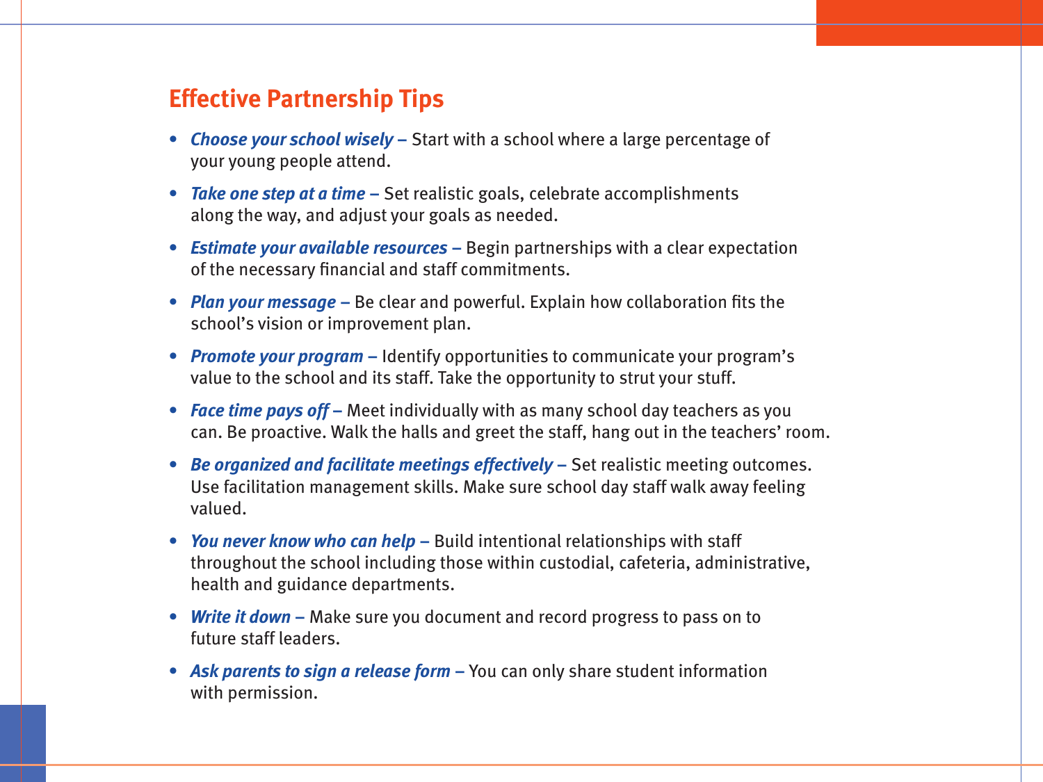## Effective Partnership Tips

- ***Choose your school wisely –*** Start with a school where a large percentage of your young people attend.
- ***Take one step at a time –*** Set realistic goals, celebrate accomplishments along the way, and adjust your goals as needed.
- ***Estimate your available resources –*** Begin partnerships with a clear expectation of the necessary financial and staff commitments.
- ***Plan your message –*** Be clear and powerful. Explain how collaboration fits the school's vision or improvement plan.
- ***Promote your program –*** Identify opportunities to communicate your program's value to the school and its staff. Take the opportunity to strut your stuff.
- ***Face time pays off –*** Meet individually with as many school day teachers as you can. Be proactive. Walk the halls and greet the staff, hang out in the teachers' room.
- ***Be organized and facilitate meetings effectively –*** Set realistic meeting outcomes. Use facilitation management skills. Make sure school day staff walk away feeling valued.
- ***You never know who can help –*** Build intentional relationships with staff throughout the school including those within custodial, cafeteria, administrative, health and guidance departments.
- ***Write it down –*** Make sure you document and record progress to pass on to future staff leaders.
- ***Ask parents to sign a release form –*** You can only share student information with permission.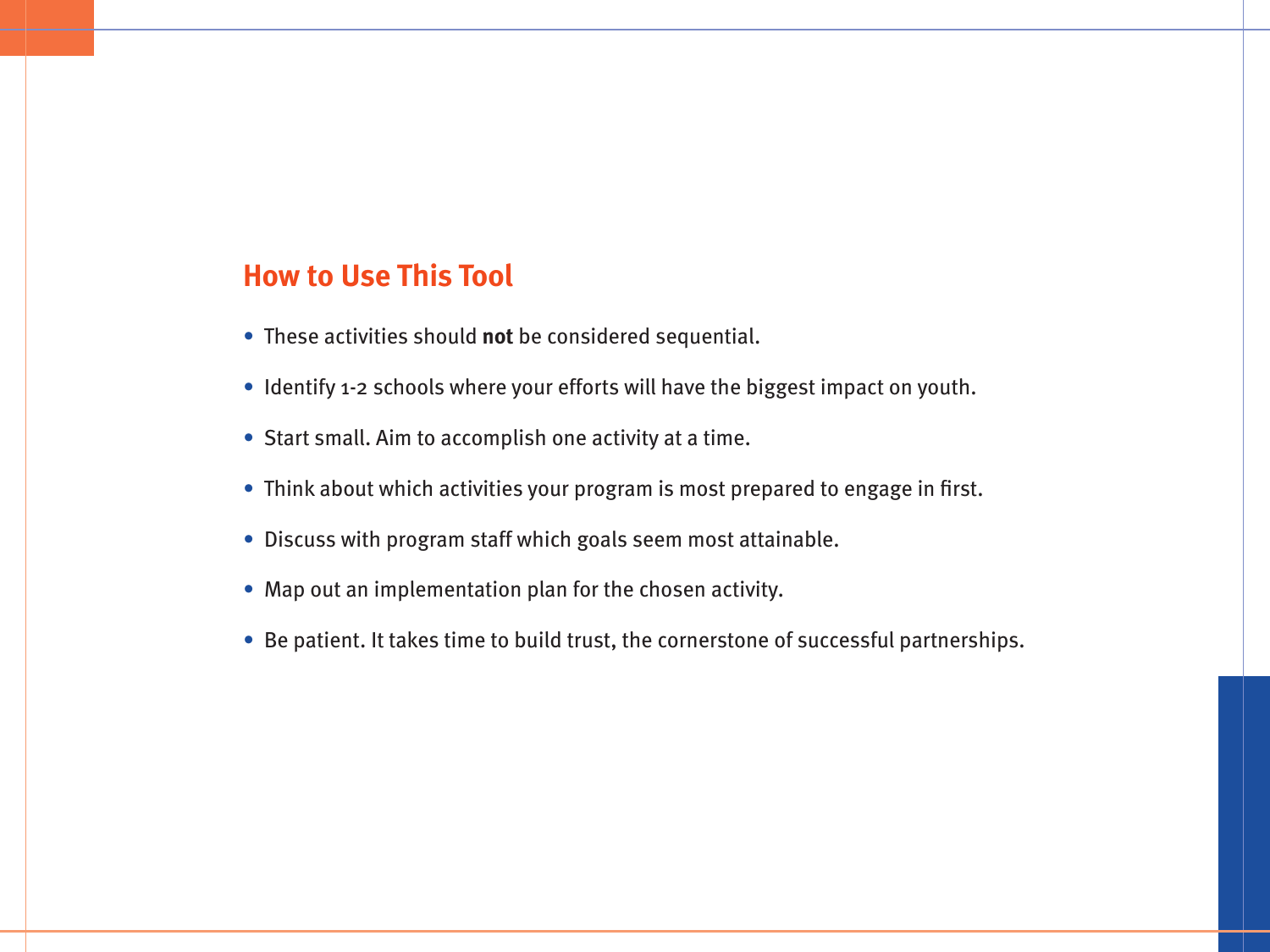## How to Use This Tool

- These activities should **not** be considered sequential.
- Identify 1-2 schools where your efforts will have the biggest impact on youth.
- Start small. Aim to accomplish one activity at a time.
- Think about which activities your program is most prepared to engage in first.
- Discuss with program staff which goals seem most attainable.
- Map out an implementation plan for the chosen activity.
- Be patient. It takes time to build trust, the cornerstone of successful partnerships.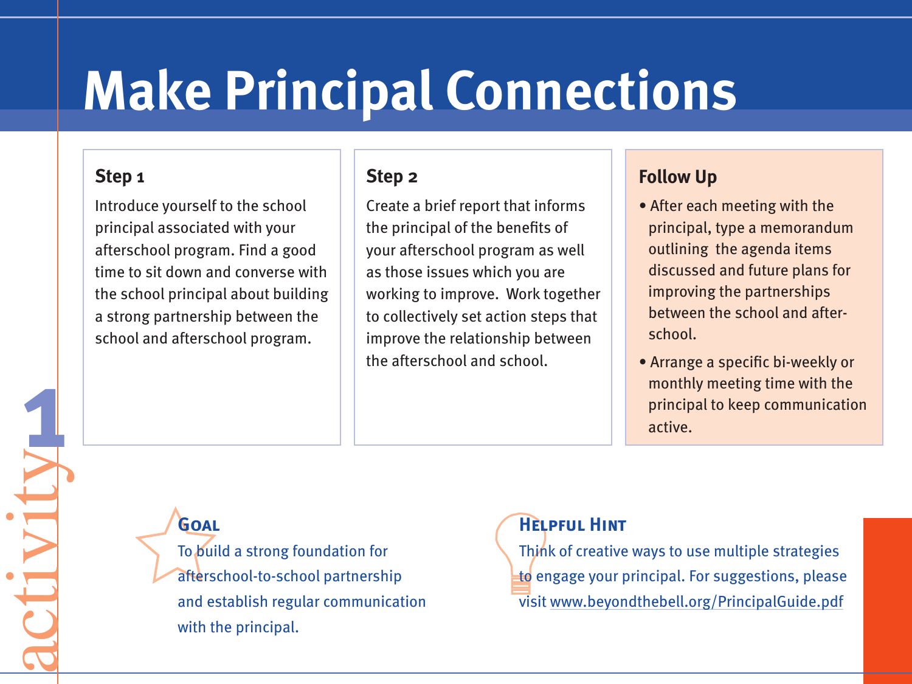# Make Principal Connections

activity 1

### Step 1

Introduce yourself to the school principal associated with your afterschool program. Find a good time to sit down and converse with the school principal about building a strong partnership between the school and afterschool program.

### Step 2

Create a brief report that informs the principal of the benefits of your afterschool program as well as those issues which you are working to improve. Work together to collectively set action steps that improve the relationship between the afterschool and school.

### Follow Up

- After each meeting with the principal, type a memorandum outlining the agenda items discussed and future plans for improving the partnerships between the school and after-school.
- Arrange a specific bi-weekly or monthly meeting time with the principal to keep communication active.

### Goal

To build a strong foundation for afterschool-to-school partnership and establish regular communication with the principal.

### Helpful Hint

Think of creative ways to use multiple strategies to engage your principal. For suggestions, please visit www.beyondthebell.org/PrincipalGuide.pdf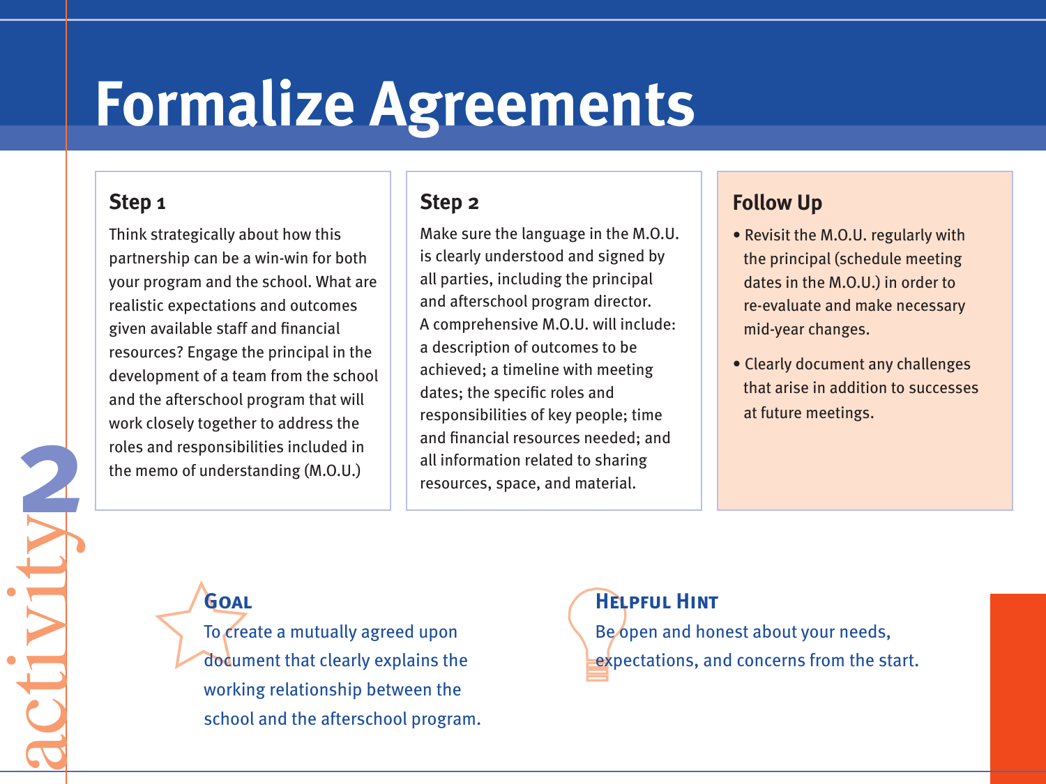# Formalize Agreements

activity 2

### Step 1

Think strategically about how this partnership can be a win-win for both your program and the school. What are realistic expectations and outcomes given available staff and financial resources? Engage the principal in the development of a team from the school and the afterschool program that will work closely together to address the roles and responsibilities included in the memo of understanding (M.O.U.)

### Step 2

Make sure the language in the M.O.U. is clearly understood and signed by all parties, including the principal and afterschool program director. A comprehensive M.O.U. will include: a description of outcomes to be achieved; a timeline with meeting dates; the specific roles and responsibilities of key people; time and financial resources needed; and all information related to sharing resources, space, and material.

### Follow Up

- Revisit the M.O.U. regularly with the principal (schedule meeting dates in the M.O.U.) in order to re-evaluate and make necessary mid-year changes.
- Clearly document any challenges that arise in addition to successes at future meetings.

### Goal

To create a mutually agreed upon document that clearly explains the working relationship between the school and the afterschool program.

### Helpful Hint

Be open and honest about your needs, expectations, and concerns from the start.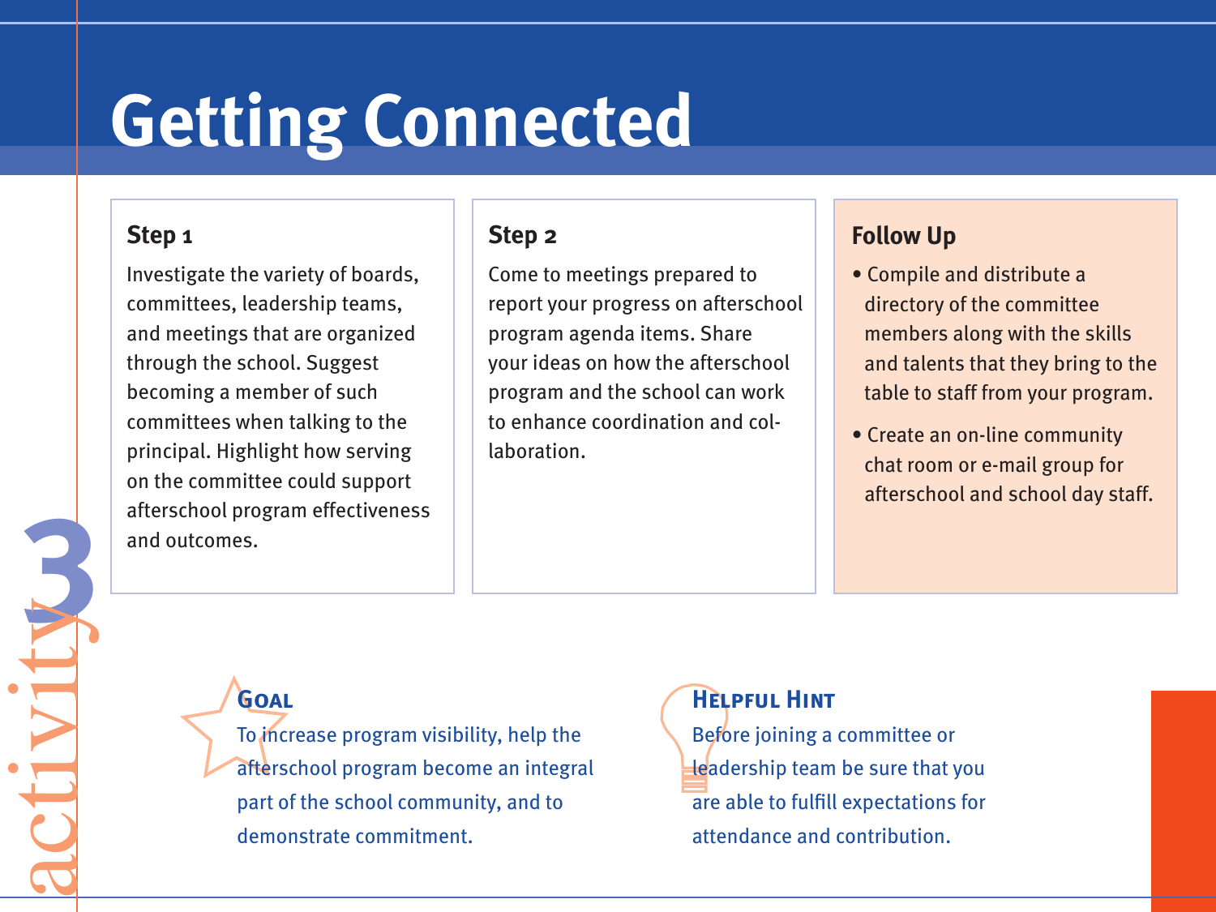# Getting Connected

activity 3

### Step 1

Investigate the variety of boards, committees, leadership teams, and meetings that are organized through the school. Suggest becoming a member of such committees when talking to the principal. Highlight how serving on the committee could support afterschool program effectiveness and outcomes.

### Step 2

Come to meetings prepared to report your progress on afterschool program agenda items. Share your ideas on how the afterschool program and the school can work to enhance coordination and collaboration.

### Follow Up

- Compile and distribute a directory of the committee members along with the skills and talents that they bring to the table to staff from your program.
- Create an on-line community chat room or e-mail group for afterschool and school day staff.

### Goal

To increase program visibility, help the afterschool program become an integral part of the school community, and to demonstrate commitment.

### Helpful Hint

Before joining a committee or leadership team be sure that you are able to fulfill expectations for attendance and contribution.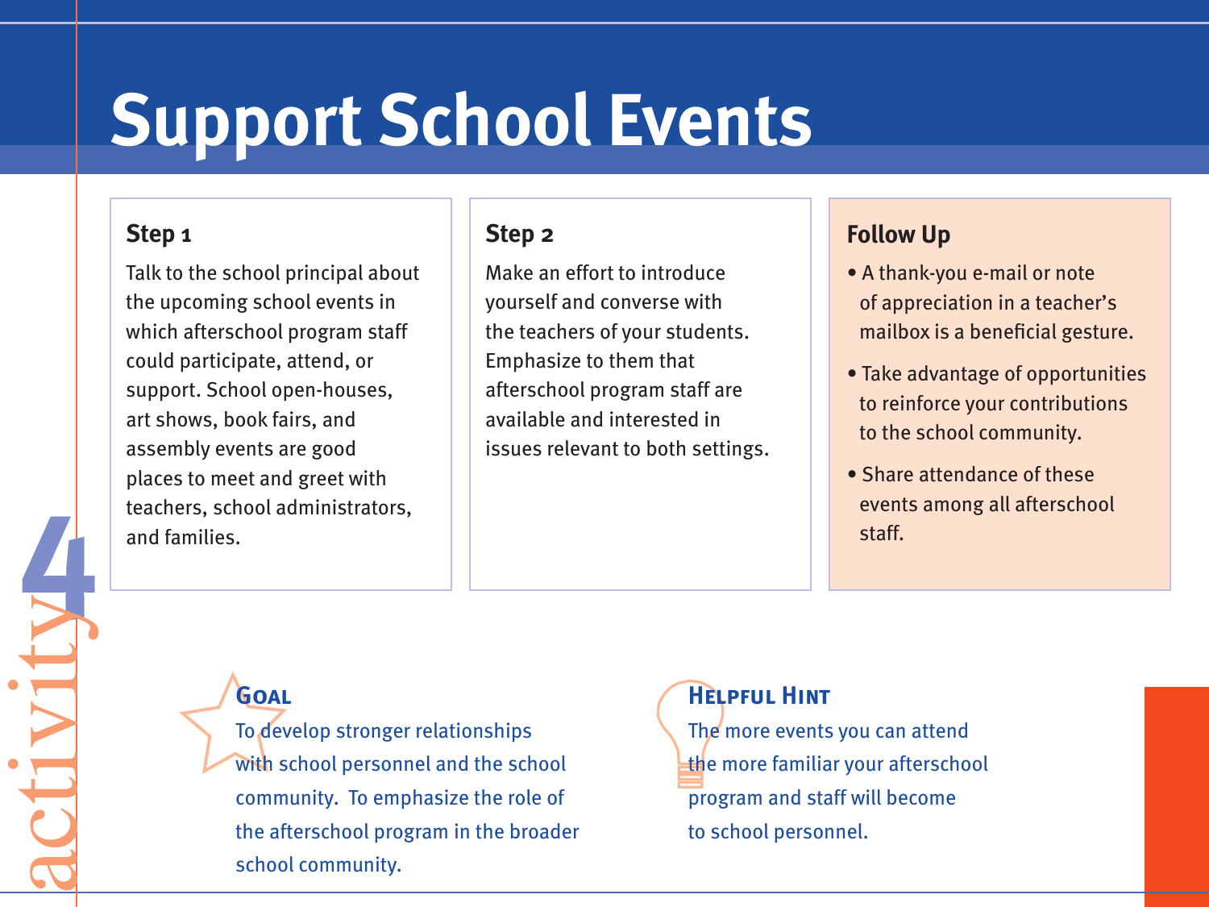# Support School Events

## activity 4

### Step 1

Talk to the school principal about the upcoming school events in which afterschool program staff could participate, attend, or support. School open-houses, art shows, book fairs, and assembly events are good places to meet and greet with teachers, school administrators, and families.

### Step 2

Make an effort to introduce yourself and converse with the teachers of your students. Emphasize to them that afterschool program staff are available and interested in issues relevant to both settings.

### Follow Up

- A thank-you e-mail or note of appreciation in a teacher's mailbox is a beneficial gesture.
- Take advantage of opportunities to reinforce your contributions to the school community.
- Share attendance of these events among all afterschool staff.

### Goal

To develop stronger relationships with school personnel and the school community. To emphasize the role of the afterschool program in the broader school community.

### Helpful Hint

The more events you can attend the more familiar your afterschool program and staff will become to school personnel.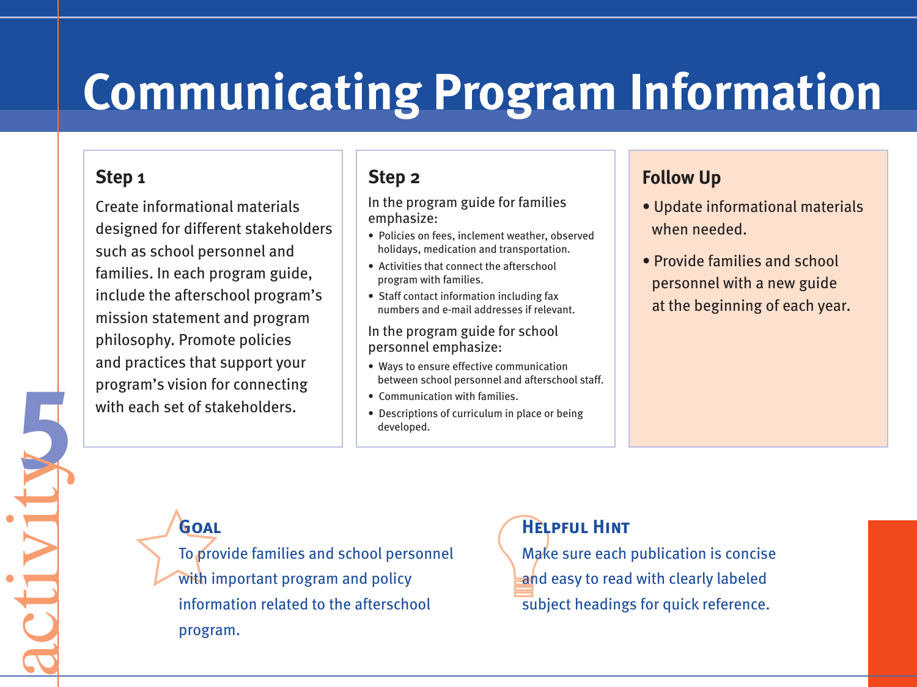# Communicating Program Information

activity 5

## Step 1

Create informational materials designed for different stakeholders such as school personnel and families. In each program guide, include the afterschool program's mission statement and program philosophy. Promote policies and practices that support your program's vision for connecting with each set of stakeholders.

## Step 2

In the program guide for families emphasize:

- Policies on fees, inclement weather, observed holidays, medication and transportation.
- Activities that connect the afterschool program with families.
- Staff contact information including fax numbers and e-mail addresses if relevant.

In the program guide for school personnel emphasize:

- Ways to ensure effective communication between school personnel and afterschool staff.
- Communication with families.
- Descriptions of curriculum in place or being developed.

## Follow Up

- Update informational materials when needed.
- Provide families and school personnel with a new guide at the beginning of each year.

### Goal

To provide families and school personnel with important program and policy information related to the afterschool program.

### Helpful Hint

Make sure each publication is concise and easy to read with clearly labeled subject headings for quick reference.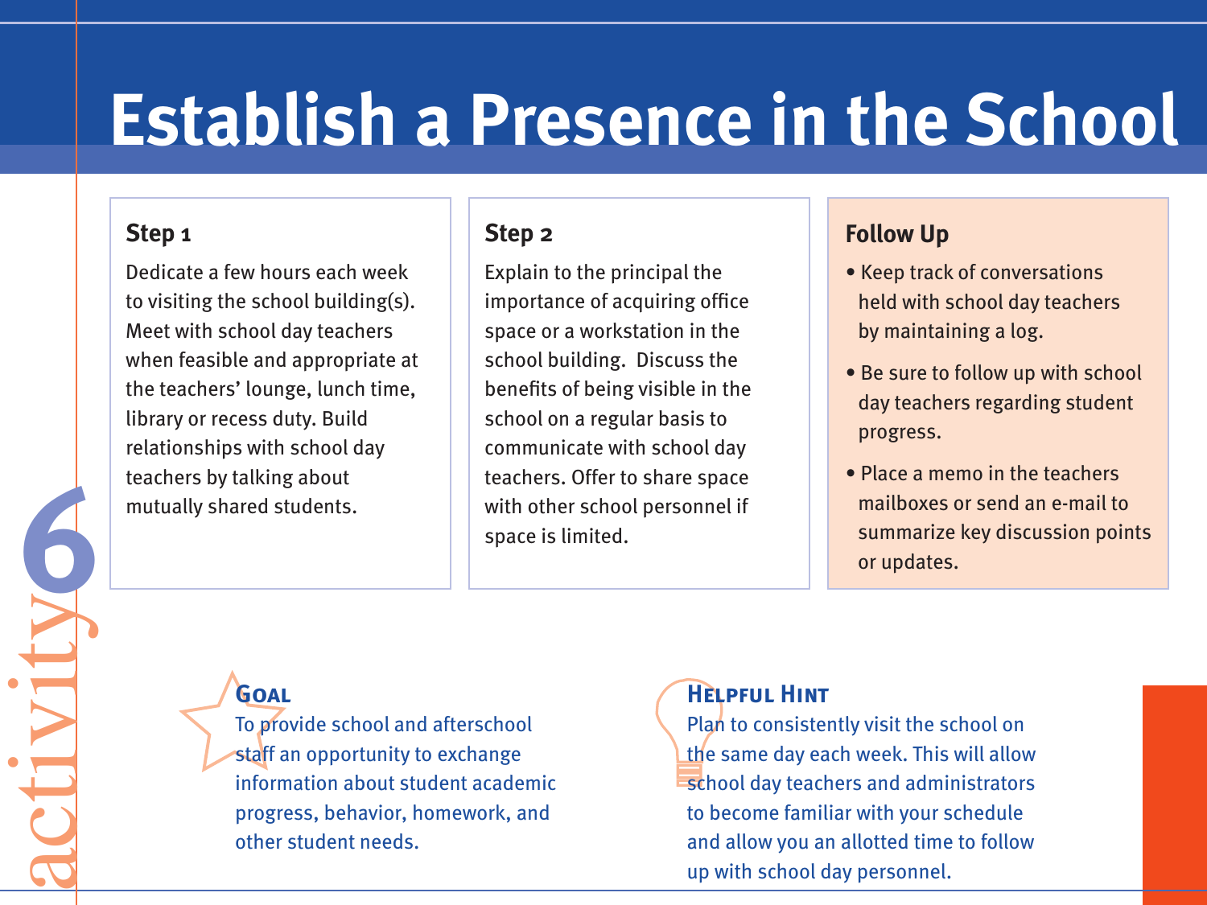# Establish a Presence in the School

activity 6

### Step 1

Dedicate a few hours each week to visiting the school building(s). Meet with school day teachers when feasible and appropriate at the teachers' lounge, lunch time, library or recess duty. Build relationships with school day teachers by talking about mutually shared students.

### Step 2

Explain to the principal the importance of acquiring office space or a workstation in the school building. Discuss the benefits of being visible in the school on a regular basis to communicate with school day teachers. Offer to share space with other school personnel if space is limited.

### Follow Up

- Keep track of conversations held with school day teachers by maintaining a log.
- Be sure to follow up with school day teachers regarding student progress.
- Place a memo in the teachers mailboxes or send an e-mail to summarize key discussion points or updates.

### Goal

To provide school and afterschool staff an opportunity to exchange information about student academic progress, behavior, homework, and other student needs.

### Helpful Hint

Plan to consistently visit the school on the same day each week. This will allow school day teachers and administrators to become familiar with your schedule and allow you an allotted time to follow up with school day personnel.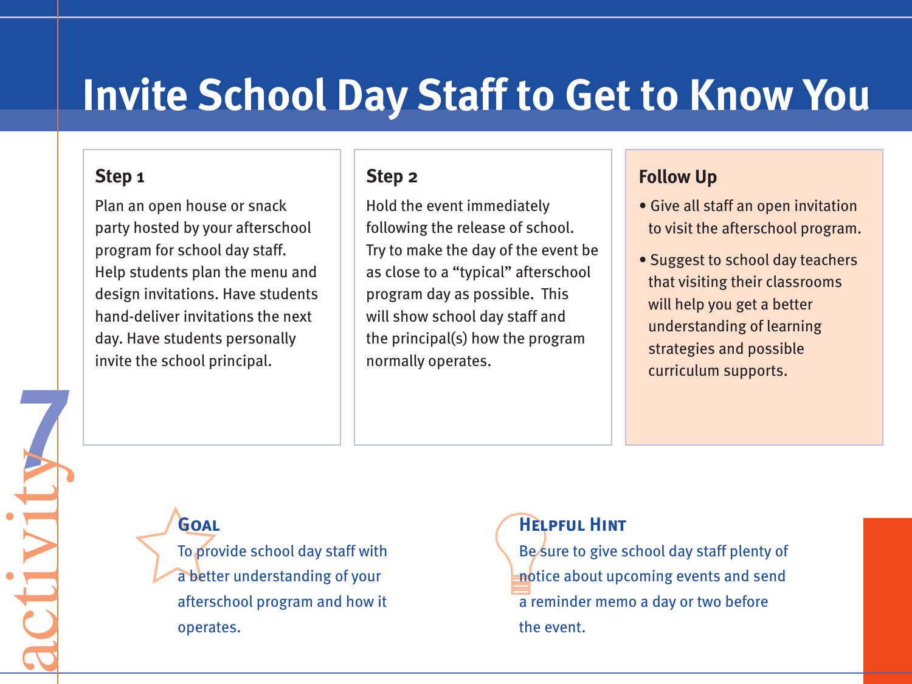# Invite School Day Staff to Get to Know You

activity 7

### Step 1

Plan an open house or snack party hosted by your afterschool program for school day staff. Help students plan the menu and design invitations. Have students hand-deliver invitations the next day. Have students personally invite the school principal.

### Step 2

Hold the event immediately following the release of school. Try to make the day of the event be as close to a "typical" afterschool program day as possible. This will show school day staff and the principal(s) how the program normally operates.

### Follow Up

- Give all staff an open invitation to visit the afterschool program.
- Suggest to school day teachers that visiting their classrooms will help you get a better understanding of learning strategies and possible curriculum supports.

### Goal

To provide school day staff with a better understanding of your afterschool program and how it operates.

### Helpful Hint

Be sure to give school day staff plenty of notice about upcoming events and send a reminder memo a day or two before the event.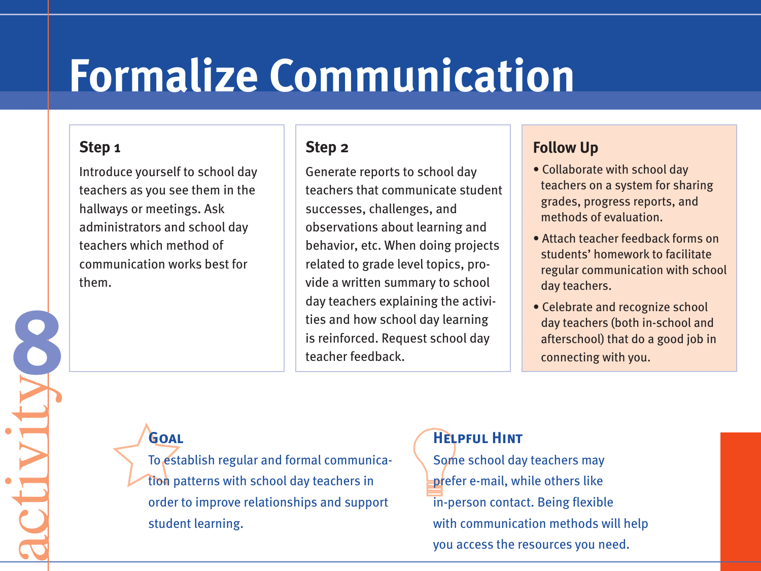# Formalize Communication

activity 8

### Step 1

Introduce yourself to school day teachers as you see them in the hallways or meetings. Ask administrators and school day teachers which method of communication works best for them.

### Step 2

Generate reports to school day teachers that communicate student successes, challenges, and observations about learning and behavior, etc. When doing projects related to grade level topics, provide a written summary to school day teachers explaining the activities and how school day learning is reinforced. Request school day teacher feedback.

### Follow Up

- Collaborate with school day teachers on a system for sharing grades, progress reports, and methods of evaluation.
- Attach teacher feedback forms on students' homework to facilitate regular communication with school day teachers.
- Celebrate and recognize school day teachers (both in-school and afterschool) that do a good job in connecting with you.

### Goal

To establish regular and formal communication patterns with school day teachers in order to improve relationships and support student learning.

### Helpful Hint

Some school day teachers may prefer e-mail, while others like in-person contact. Being flexible with communication methods will help you access the resources you need.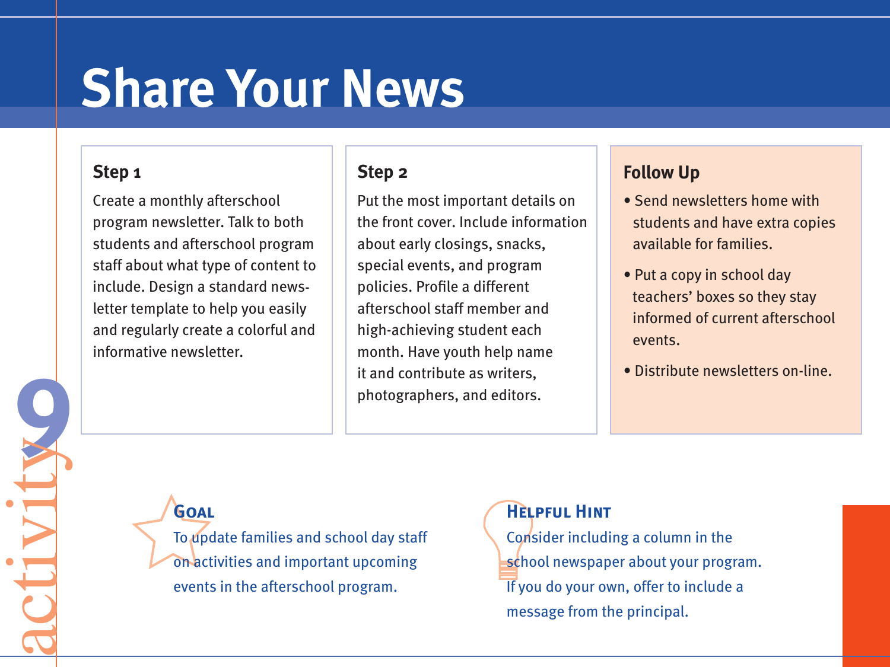# Share Your News

activity 9

### Step 1

Create a monthly afterschool program newsletter. Talk to both students and afterschool program staff about what type of content to include. Design a standard newsletter template to help you easily and regularly create a colorful and informative newsletter.

### Step 2

Put the most important details on the front cover. Include information about early closings, snacks, special events, and program policies. Profile a different afterschool staff member and high-achieving student each month. Have youth help name it and contribute as writers, photographers, and editors.

### Follow Up

- Send newsletters home with students and have extra copies available for families.
- Put a copy in school day teachers' boxes so they stay informed of current afterschool events.
- Distribute newsletters on-line.

### Goal

To update families and school day staff on activities and important upcoming events in the afterschool program.

### Helpful Hint

Consider including a column in the school newspaper about your program. If you do your own, offer to include a message from the principal.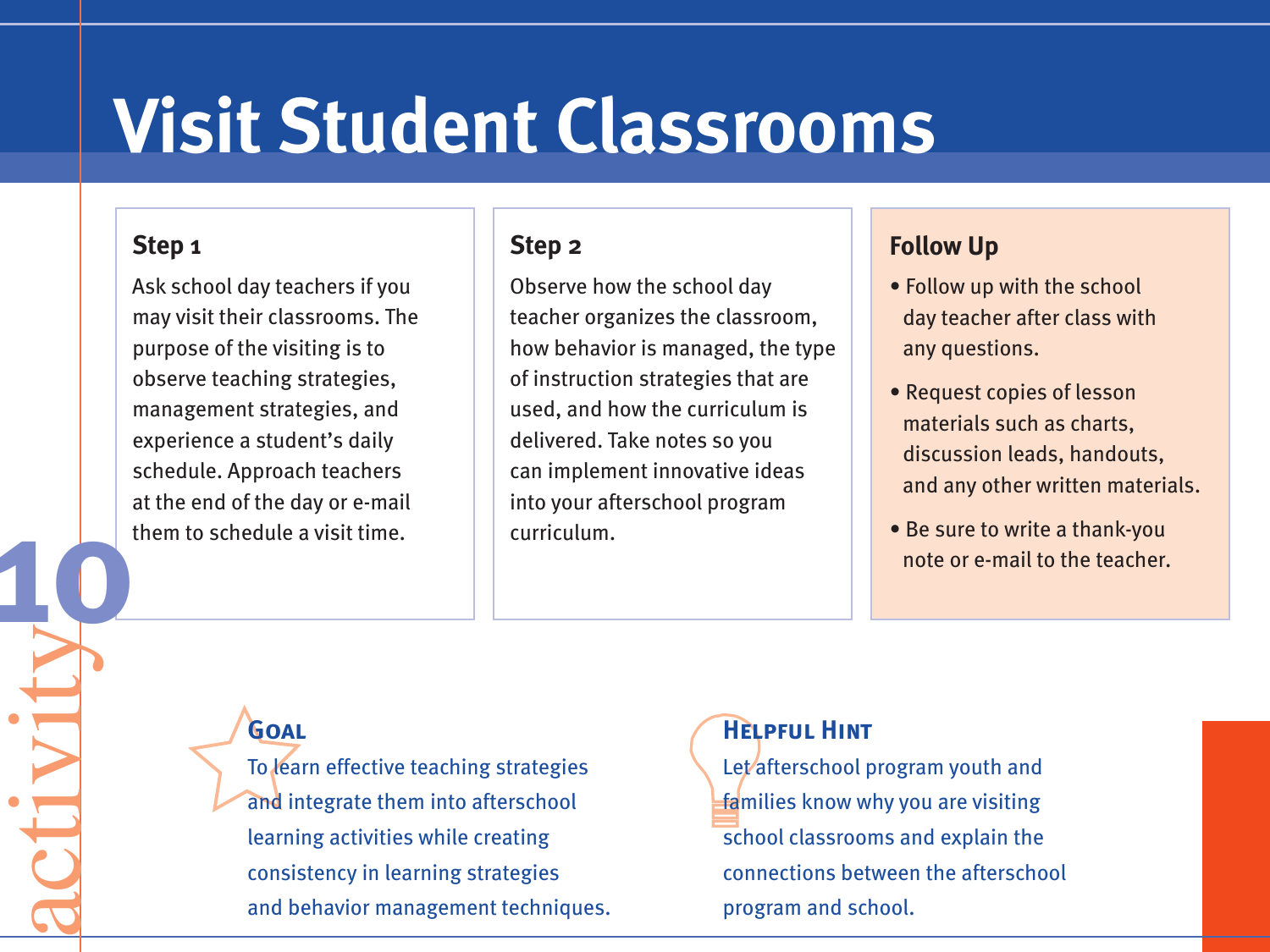# Visit Student Classrooms

activity 10

## Step 1

Ask school day teachers if you may visit their classrooms. The purpose of the visiting is to observe teaching strategies, management strategies, and experience a student's daily schedule. Approach teachers at the end of the day or e-mail them to schedule a visit time.

## Step 2

Observe how the school day teacher organizes the classroom, how behavior is managed, the type of instruction strategies that are used, and how the curriculum is delivered. Take notes so you can implement innovative ideas into your afterschool program curriculum.

## Follow Up

- Follow up with the school day teacher after class with any questions.
- Request copies of lesson materials such as charts, discussion leads, handouts, and any other written materials.
- Be sure to write a thank-you note or e-mail to the teacher.

### Goal

To learn effective teaching strategies and integrate them into afterschool learning activities while creating consistency in learning strategies and behavior management techniques.

### Helpful Hint

Let afterschool program youth and families know why you are visiting school classrooms and explain the connections between the afterschool program and school.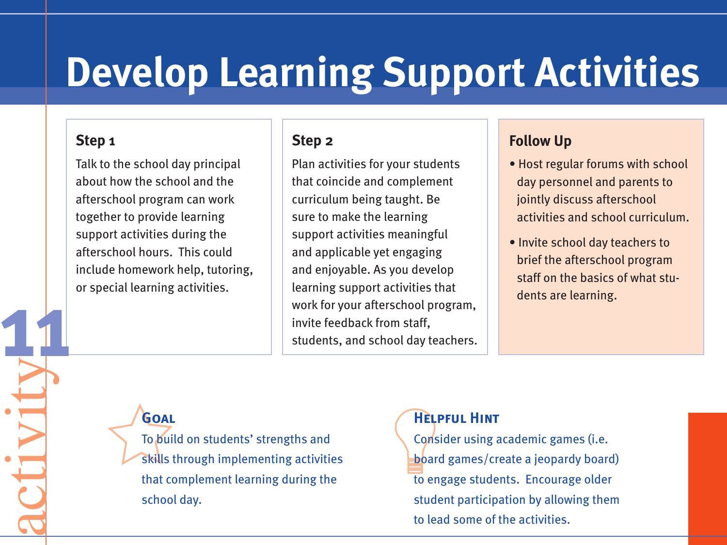# Develop Learning Support Activities

activity 11

### Step 1

Talk to the school day principal about how the school and the afterschool program can work together to provide learning support activities during the afterschool hours. This could include homework help, tutoring, or special learning activities.

### Step 2

Plan activities for your students that coincide and complement curriculum being taught. Be sure to make the learning support activities meaningful and applicable yet engaging and enjoyable. As you develop learning support activities that work for your afterschool program, invite feedback from staff, students, and school day teachers.

### Follow Up

- Host regular forums with school day personnel and parents to jointly discuss afterschool activities and school curriculum.
- Invite school day teachers to brief the afterschool program staff on the basics of what students are learning.

### Goal

To build on students' strengths and skills through implementing activities that complement learning during the school day.

### Helpful Hint

Consider using academic games (i.e. board games/create a jeopardy board) to engage students. Encourage older student participation by allowing them to lead some of the activities.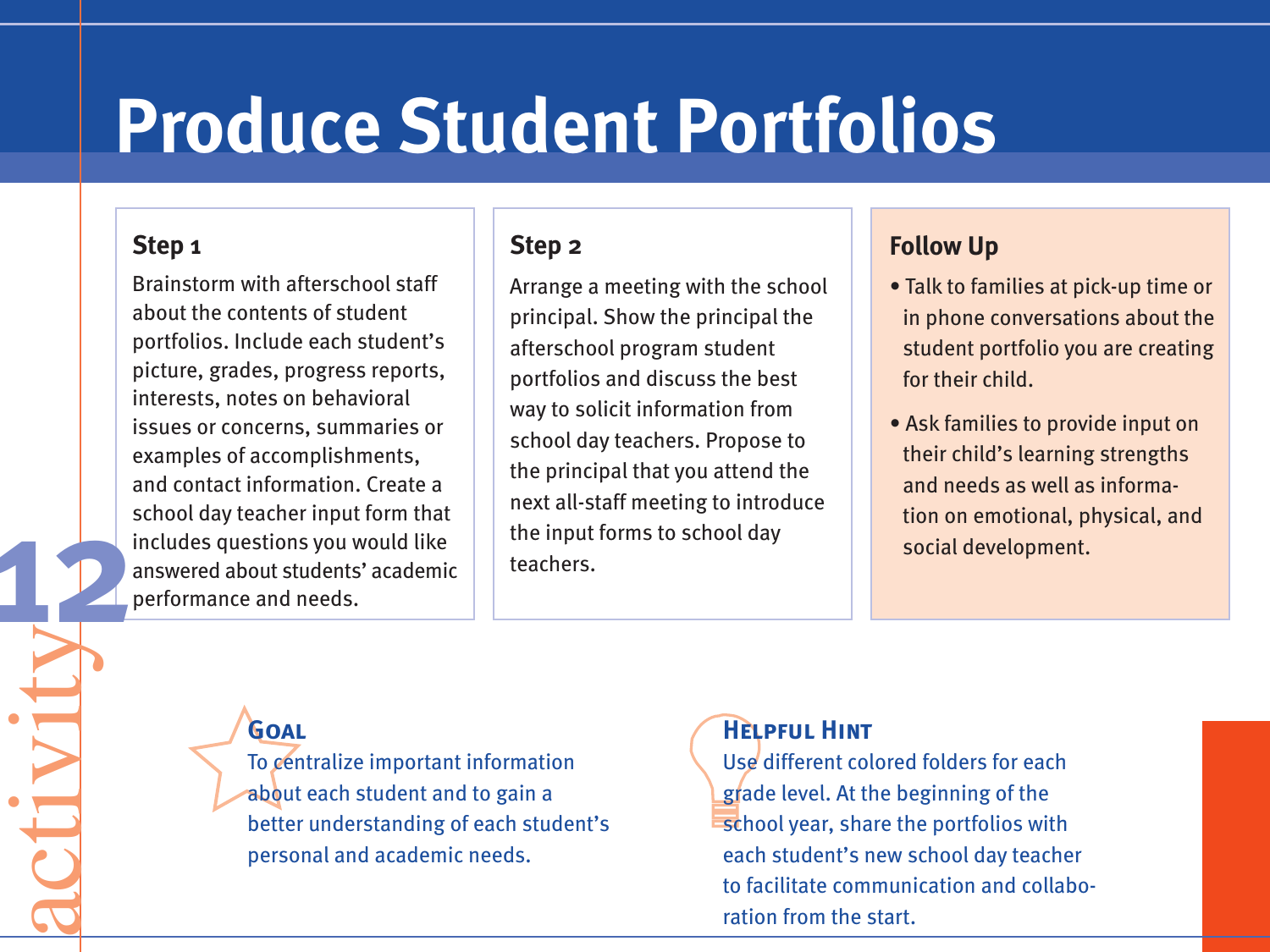# Produce Student Portfolios

activity 12

### Step 1

Brainstorm with afterschool staff about the contents of student portfolios. Include each student's picture, grades, progress reports, interests, notes on behavioral issues or concerns, summaries or examples of accomplishments, and contact information. Create a school day teacher input form that includes questions you would like answered about students' academic performance and needs.

### Step 2

Arrange a meeting with the school principal. Show the principal the afterschool program student portfolios and discuss the best way to solicit information from school day teachers. Propose to the principal that you attend the next all-staff meeting to introduce the input forms to school day teachers.

### Follow Up

- Talk to families at pick-up time or in phone conversations about the student portfolio you are creating for their child.
- Ask families to provide input on their child's learning strengths and needs as well as information on emotional, physical, and social development.

### Goal

To centralize important information about each student and to gain a better understanding of each student's personal and academic needs.

### Helpful Hint

Use different colored folders for each grade level. At the beginning of the school year, share the portfolios with each student's new school day teacher to facilitate communication and collaboration from the start.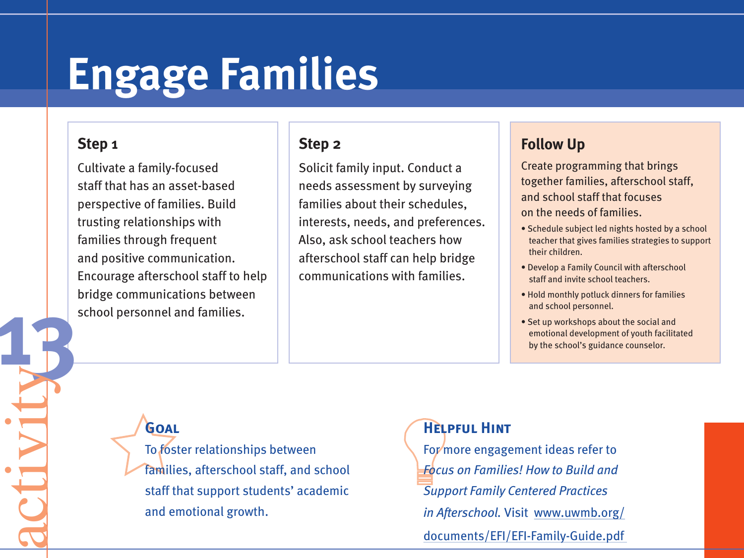# Engage Families

activity 13

## Step 1

Cultivate a family-focused staff that has an asset-based perspective of families. Build trusting relationships with families through frequent and positive communication. Encourage afterschool staff to help bridge communications between school personnel and families.

## Step 2

Solicit family input. Conduct a needs assessment by surveying families about their schedules, interests, needs, and preferences. Also, ask school teachers how afterschool staff can help bridge communications with families.

## Follow Up

Create programming that brings together families, afterschool staff, and school staff that focuses on the needs of families.

- Schedule subject led nights hosted by a school teacher that gives families strategies to support their children.
- Develop a Family Council with afterschool staff and invite school teachers.
- Hold monthly potluck dinners for families and school personnel.
- Set up workshops about the social and emotional development of youth facilitated by the school's guidance counselor.

### Goal

To foster relationships between families, afterschool staff, and school staff that support students' academic and emotional growth.

### Helpful Hint

For more engagement ideas refer to *Focus on Families! How to Build and Support Family Centered Practices in Afterschool*. Visit www.uwmb.org/documents/EFI/EFI-Family-Guide.pdf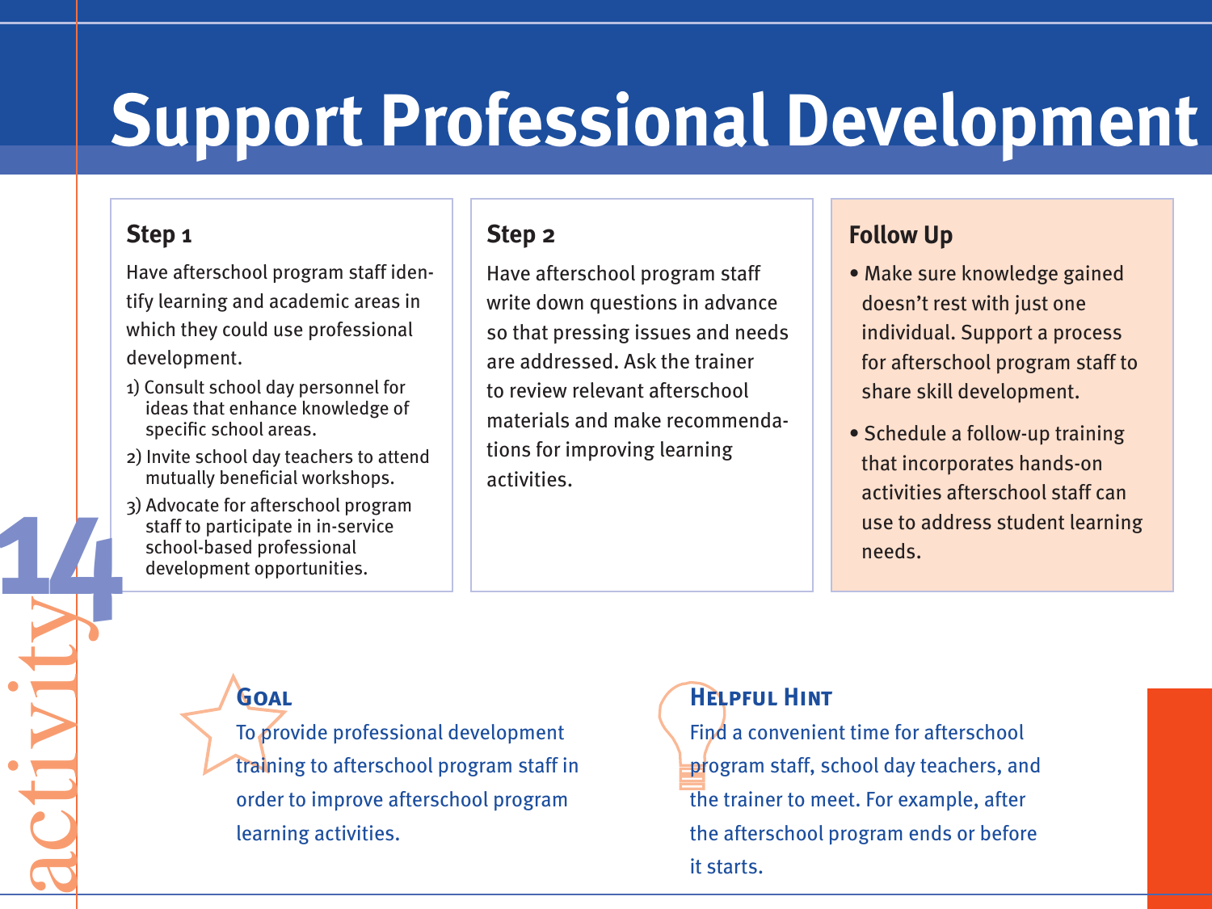# Support Professional Development

activity 14

## Step 1

Have afterschool program staff identify learning and academic areas in which they could use professional development.

1) Consult school day personnel for ideas that enhance knowledge of specific school areas.
2) Invite school day teachers to attend mutually beneficial workshops.
3) Advocate for afterschool program staff to participate in in-service school-based professional development opportunities.

## Step 2

Have afterschool program staff write down questions in advance so that pressing issues and needs are addressed. Ask the trainer to review relevant afterschool materials and make recommendations for improving learning activities.

## Follow Up

- Make sure knowledge gained doesn't rest with just one individual. Support a process for afterschool program staff to share skill development.
- Schedule a follow-up training that incorporates hands-on activities afterschool staff can use to address student learning needs.

### Goal

To provide professional development training to afterschool program staff in order to improve afterschool program learning activities.

### Helpful Hint

Find a convenient time for afterschool program staff, school day teachers, and the trainer to meet. For example, after the afterschool program ends or before it starts.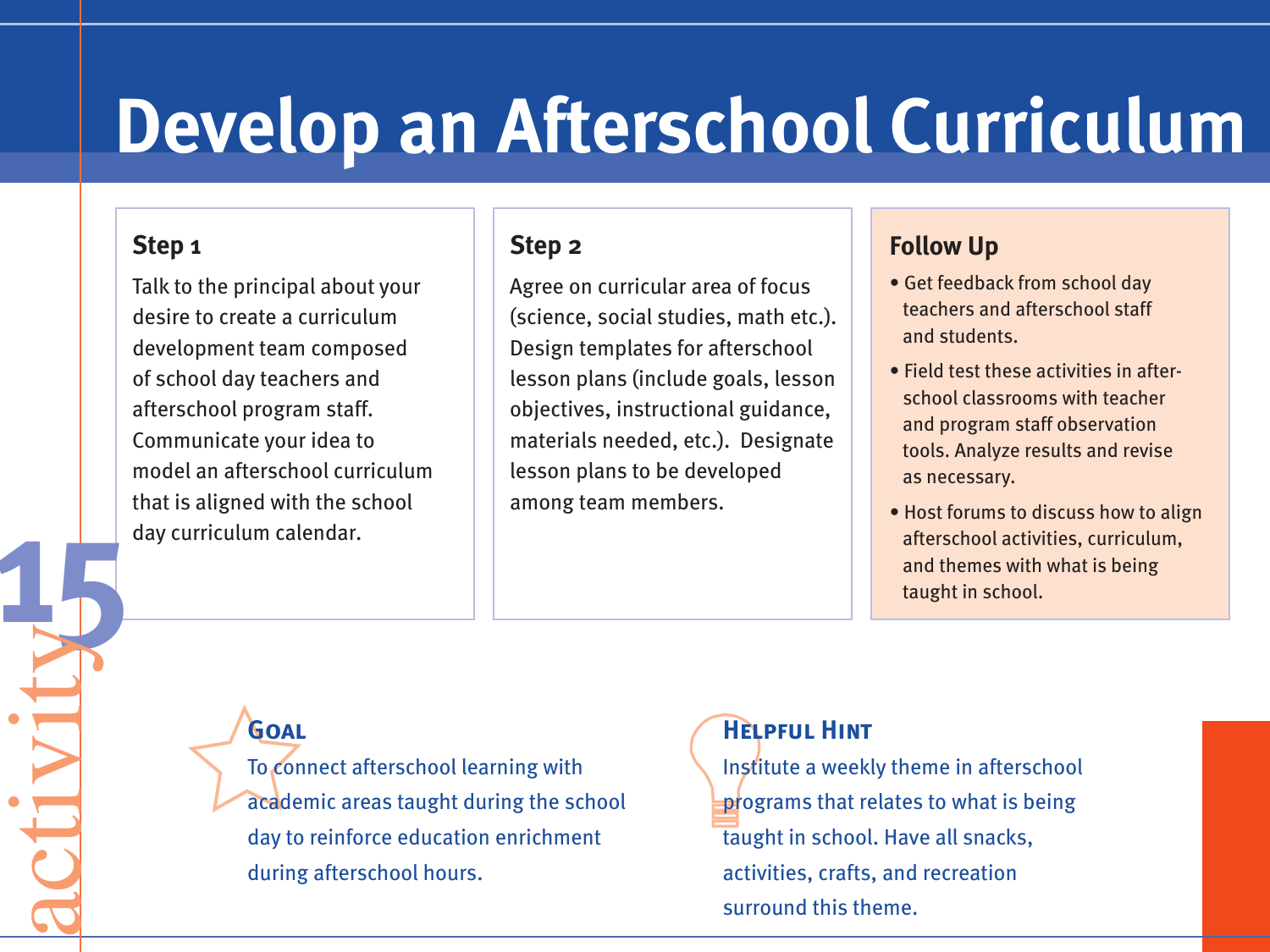# Develop an Afterschool Curriculum

activity 15

### Step 1

Talk to the principal about your desire to create a curriculum development team composed of school day teachers and afterschool program staff. Communicate your idea to model an afterschool curriculum that is aligned with the school day curriculum calendar.

### Step 2

Agree on curricular area of focus (science, social studies, math etc.). Design templates for afterschool lesson plans (include goals, lesson objectives, instructional guidance, materials needed, etc.). Designate lesson plans to be developed among team members.

### Follow Up

- Get feedback from school day teachers and afterschool staff and students.
- Field test these activities in after-school classrooms with teacher and program staff observation tools. Analyze results and revise as necessary.
- Host forums to discuss how to align afterschool activities, curriculum, and themes with what is being taught in school.

### Goal

To connect afterschool learning with academic areas taught during the school day to reinforce education enrichment during afterschool hours.

### Helpful Hint

Institute a weekly theme in afterschool programs that relates to what is being taught in school. Have all snacks, activities, crafts, and recreation surround this theme.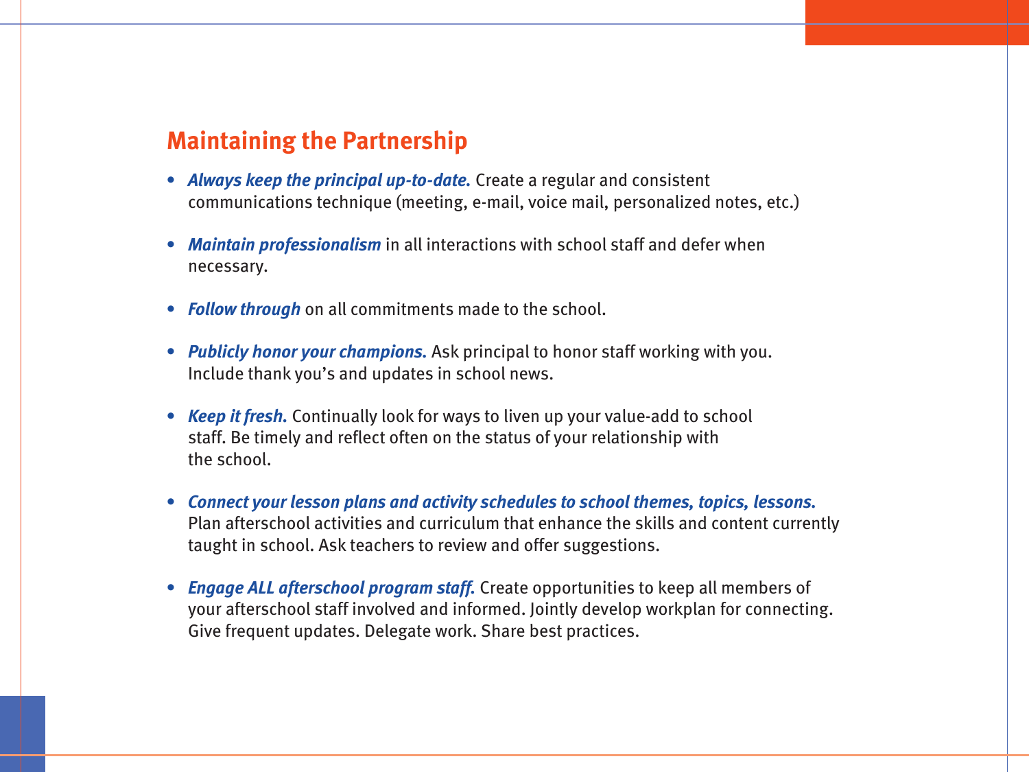## Maintaining the Partnership

- ***Always keep the principal up-to-date.*** Create a regular and consistent communications technique (meeting, e-mail, voice mail, personalized notes, etc.)
- ***Maintain professionalism*** in all interactions with school staff and defer when necessary.
- ***Follow through*** on all commitments made to the school.
- ***Publicly honor your champions.*** Ask principal to honor staff working with you. Include thank you's and updates in school news.
- ***Keep it fresh.*** Continually look for ways to liven up your value-add to school staff. Be timely and reflect often on the status of your relationship with the school.
- ***Connect your lesson plans and activity schedules to school themes, topics, lessons.*** Plan afterschool activities and curriculum that enhance the skills and content currently taught in school. Ask teachers to review and offer suggestions.
- ***Engage ALL afterschool program staff.*** Create opportunities to keep all members of your afterschool staff involved and informed. Jointly develop workplan for connecting. Give frequent updates. Delegate work. Share best practices.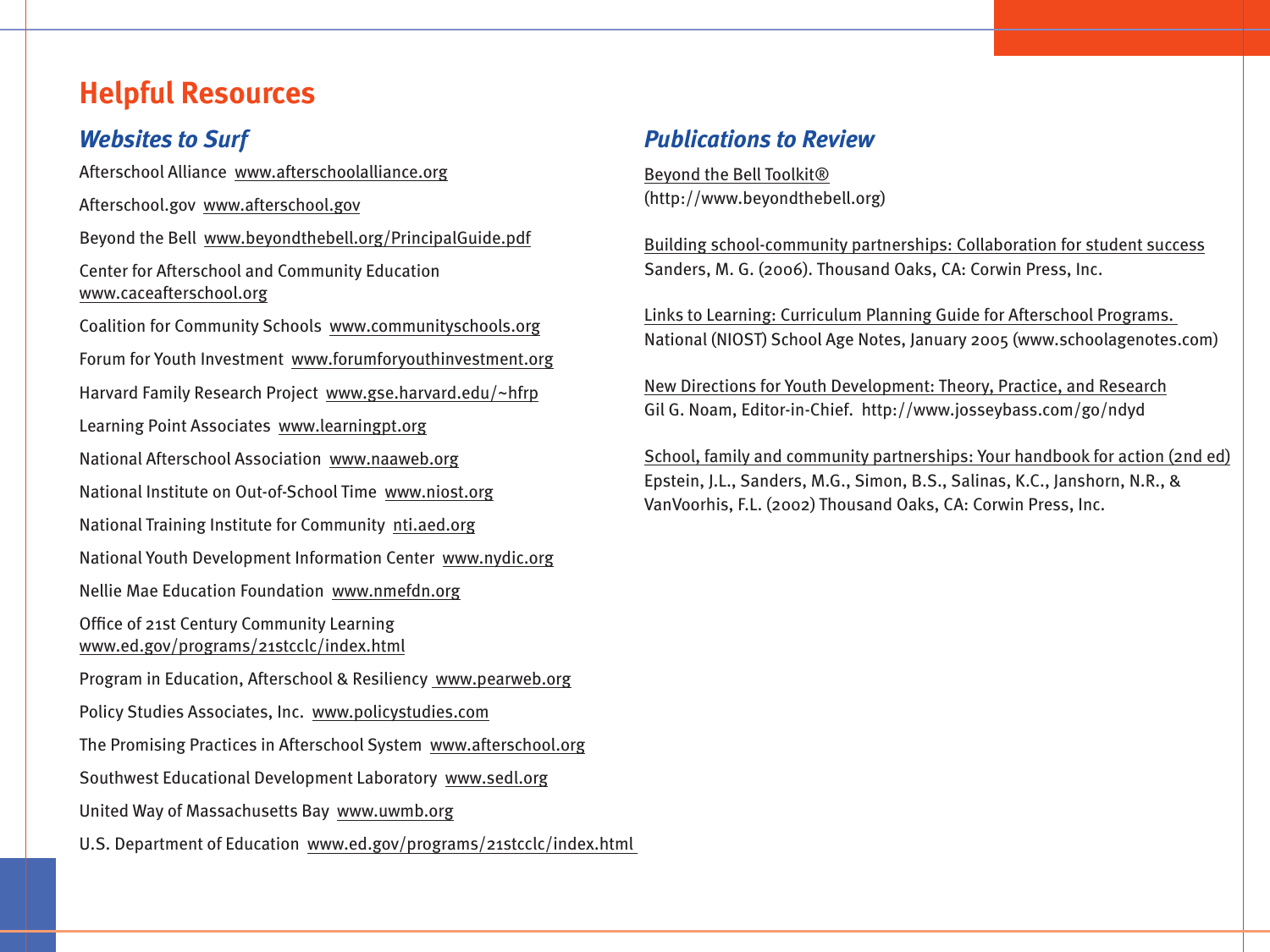# Helpful Resources

## *Websites to Surf*

Afterschool Alliance www.afterschoolalliance.org

Afterschool.gov www.afterschool.gov

Beyond the Bell www.beyondthebell.org/PrincipalGuide.pdf

Center for Afterschool and Community Education www.caceafterschool.org

Coalition for Community Schools www.communityschools.org

Forum for Youth Investment www.forumforyouthinvestment.org

Harvard Family Research Project www.gse.harvard.edu/~hfrp

Learning Point Associates www.learningpt.org

National Afterschool Association www.naaweb.org

National Institute on Out-of-School Time www.niost.org

National Training Institute for Community nti.aed.org

National Youth Development Information Center www.nydic.org

Nellie Mae Education Foundation www.nmefdn.org

Office of 21st Century Community Learning www.ed.gov/programs/21stcclc/index.html

Program in Education, Afterschool & Resiliency www.pearweb.org

Policy Studies Associates, Inc. www.policystudies.com

The Promising Practices in Afterschool System www.afterschool.org

Southwest Educational Development Laboratory www.sedl.org

United Way of Massachusetts Bay www.uwmb.org

U.S. Department of Education www.ed.gov/programs/21stcclc/index.html

## *Publications to Review*

Beyond the Bell Toolkit®
(http://www.beyondthebell.org)

Building school-community partnerships: Collaboration for student success
Sanders, M. G. (2006). Thousand Oaks, CA: Corwin Press, Inc.

Links to Learning: Curriculum Planning Guide for Afterschool Programs.
National (NIOST) School Age Notes, January 2005 (www.schoolagenotes.com)

New Directions for Youth Development: Theory, Practice, and Research
Gil G. Noam, Editor-in-Chief. http://www.josseybass.com/go/ndyd

School, family and community partnerships: Your handbook for action (2nd ed)
Epstein, J.L., Sanders, M.G., Simon, B.S., Salinas, K.C., Janshorn, N.R., & VanVoorhis, F.L. (2002) Thousand Oaks, CA: Corwin Press, Inc.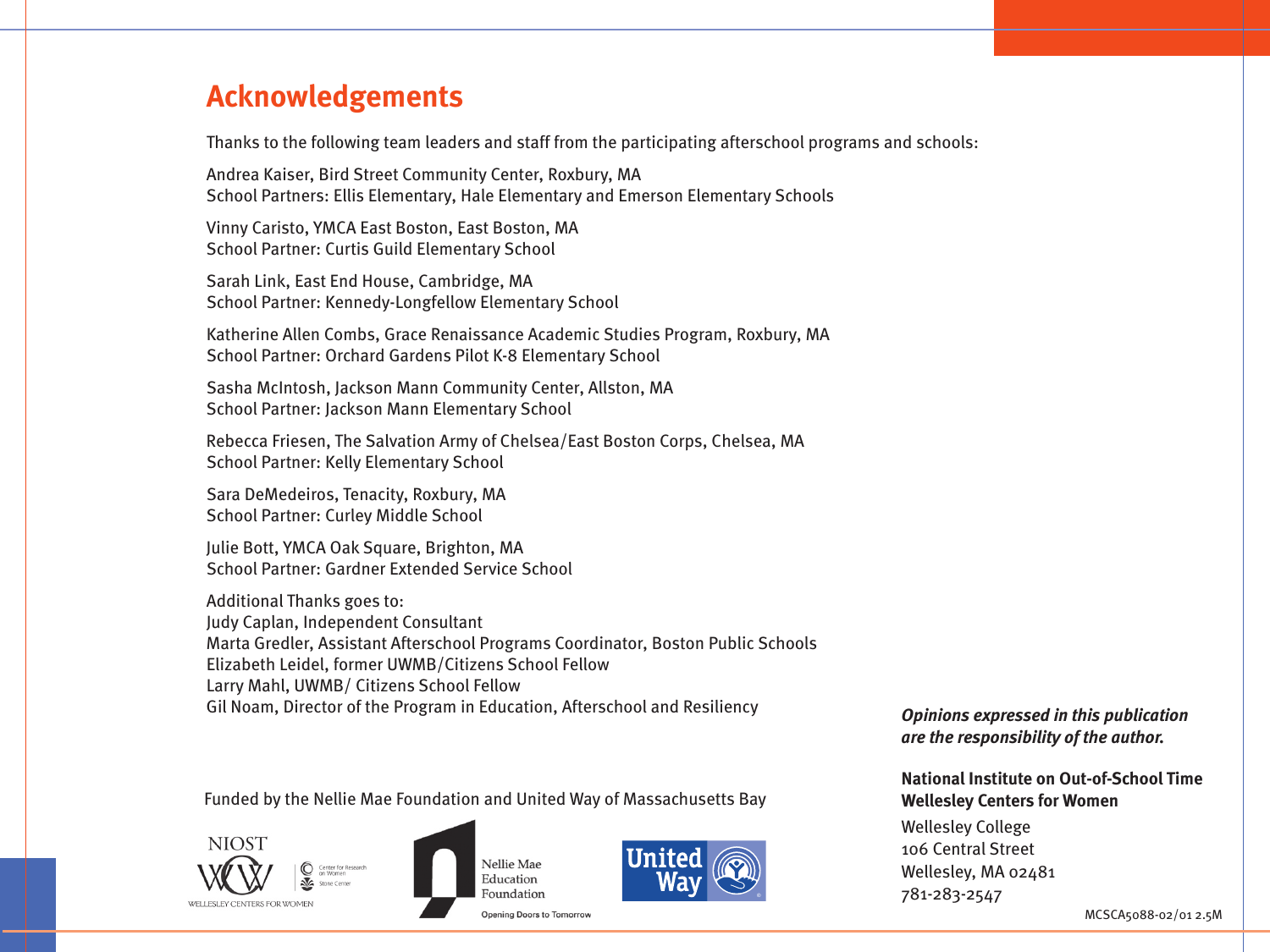## Acknowledgements

Thanks to the following team leaders and staff from the participating afterschool programs and schools:

Andrea Kaiser, Bird Street Community Center, Roxbury, MA
School Partners: Ellis Elementary, Hale Elementary and Emerson Elementary Schools

Vinny Caristo, YMCA East Boston, East Boston, MA
School Partner: Curtis Guild Elementary School

Sarah Link, East End House, Cambridge, MA
School Partner: Kennedy-Longfellow Elementary School

Katherine Allen Combs, Grace Renaissance Academic Studies Program, Roxbury, MA
School Partner: Orchard Gardens Pilot K-8 Elementary School

Sasha McIntosh, Jackson Mann Community Center, Allston, MA
School Partner: Jackson Mann Elementary School

Rebecca Friesen, The Salvation Army of Chelsea/East Boston Corps, Chelsea, MA
School Partner: Kelly Elementary School

Sara DeMedeiros, Tenacity, Roxbury, MA
School Partner: Curley Middle School

Julie Bott, YMCA Oak Square, Brighton, MA
School Partner: Gardner Extended Service School

Additional Thanks goes to:
Judy Caplan, Independent Consultant
Marta Gredler, Assistant Afterschool Programs Coordinator, Boston Public Schools
Elizabeth Leidel, former UWMB/Citizens School Fellow
Larry Mahl, UWMB/ Citizens School Fellow
Gil Noam, Director of the Program in Education, Afterschool and Resiliency

Funded by the Nellie Mae Foundation and United Way of Massachusetts Bay

NIOST
WELLESLEY CENTERS FOR WOMEN
Center for Research on Women
Stone Center

Nellie Mae Education Foundation
Opening Doors to Tomorrow

United Way

***Opinions expressed in this publication are the responsibility of the author.***

**National Institute on Out-of-School Time**
**Wellesley Centers for Women**
Wellesley College
106 Central Street
Wellesley, MA 02481
781-283-2547

MCSCA5088-02/01 2.5M